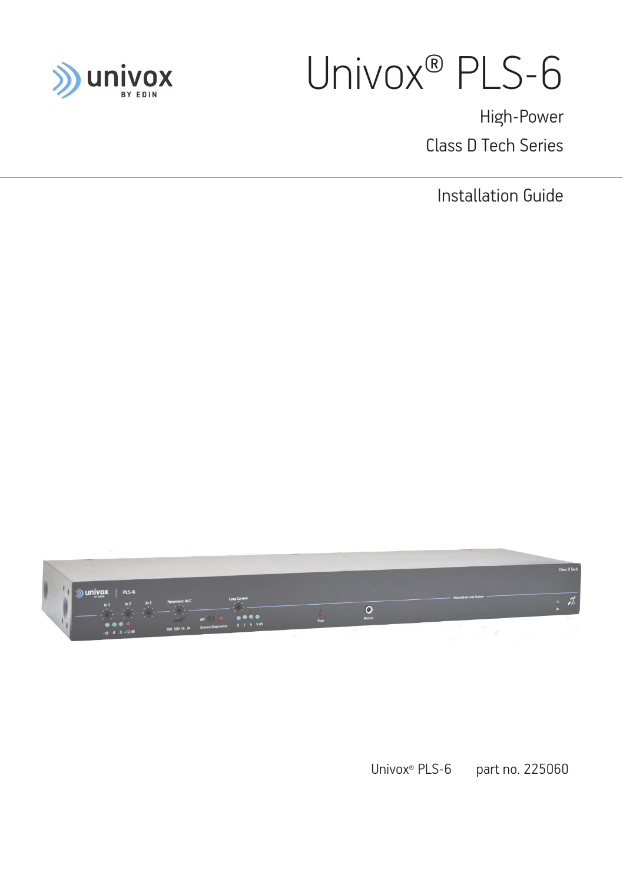univox BY EDIN

# Univox® PLS-6

High-Power

Class D Tech Series

Installation Guide

Univox® PLS-6 part no. 225060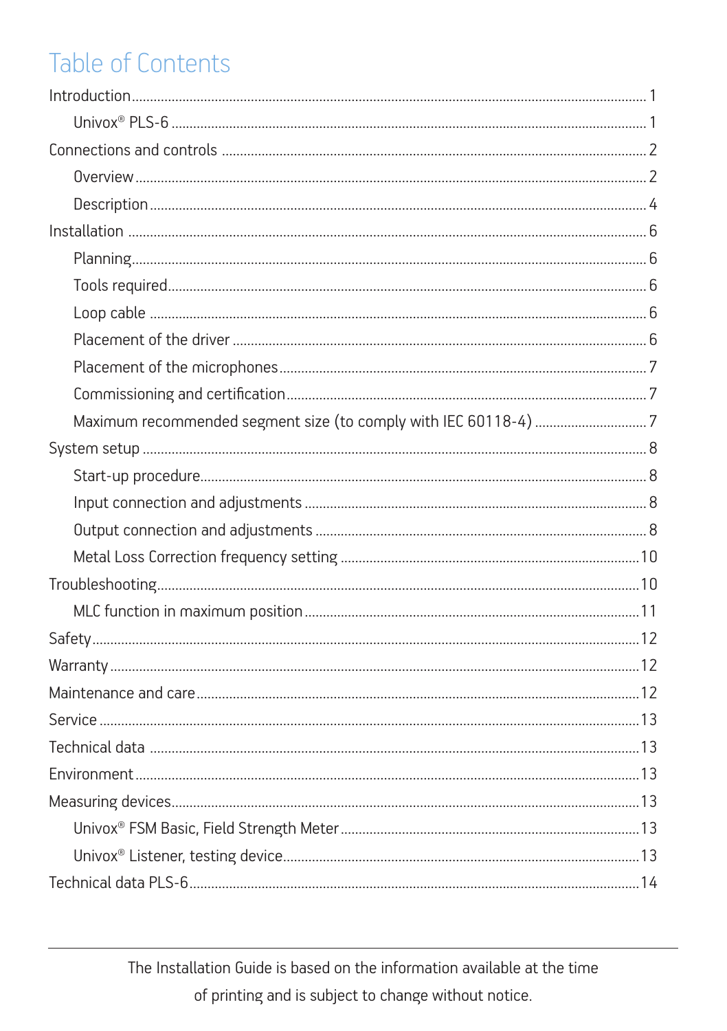# Table of Contents

Introduction ........................................................................................................ 1

- Univox® PLS-6 ................................................................................................ 1

Connections and controls .................................................................................. 2

- Overview ........................................................................................................ 2
- Description ..................................................................................................... 4

Installation ......................................................................................................... 6

- Planning .......................................................................................................... 6
- Tools required ................................................................................................. 6
- Loop cable ...................................................................................................... 6
- Placement of the driver .................................................................................. 6
- Placement of the microphones ....................................................................... 7
- Commissioning and certification .................................................................... 7
- Maximum recommended segment size (to comply with IEC 60118-4) .............. 7

System setup ...................................................................................................... 8

- Start-up procedure .......................................................................................... 8
- Input connection and adjustments .................................................................. 8
- Output connection and adjustments ............................................................... 8
- Metal Loss Correction frequency setting ........................................................ 10

Troubleshooting ................................................................................................ 10

- MLC function in maximum position ................................................................ 11

Safety ................................................................................................................ 12

Warranty ........................................................................................................... 12

Maintenance and care ....................................................................................... 12

Service .............................................................................................................. 13

Technical data .................................................................................................. 13

Environment ..................................................................................................... 13

Measuring devices ............................................................................................ 13

- Univox® FSM Basic, Field Strength Meter ...................................................... 13
- Univox® Listener, testing device .................................................................... 13

Technical data PLS-6 ........................................................................................ 14

---

The Installation Guide is based on the information available at the time of printing and is subject to change without notice.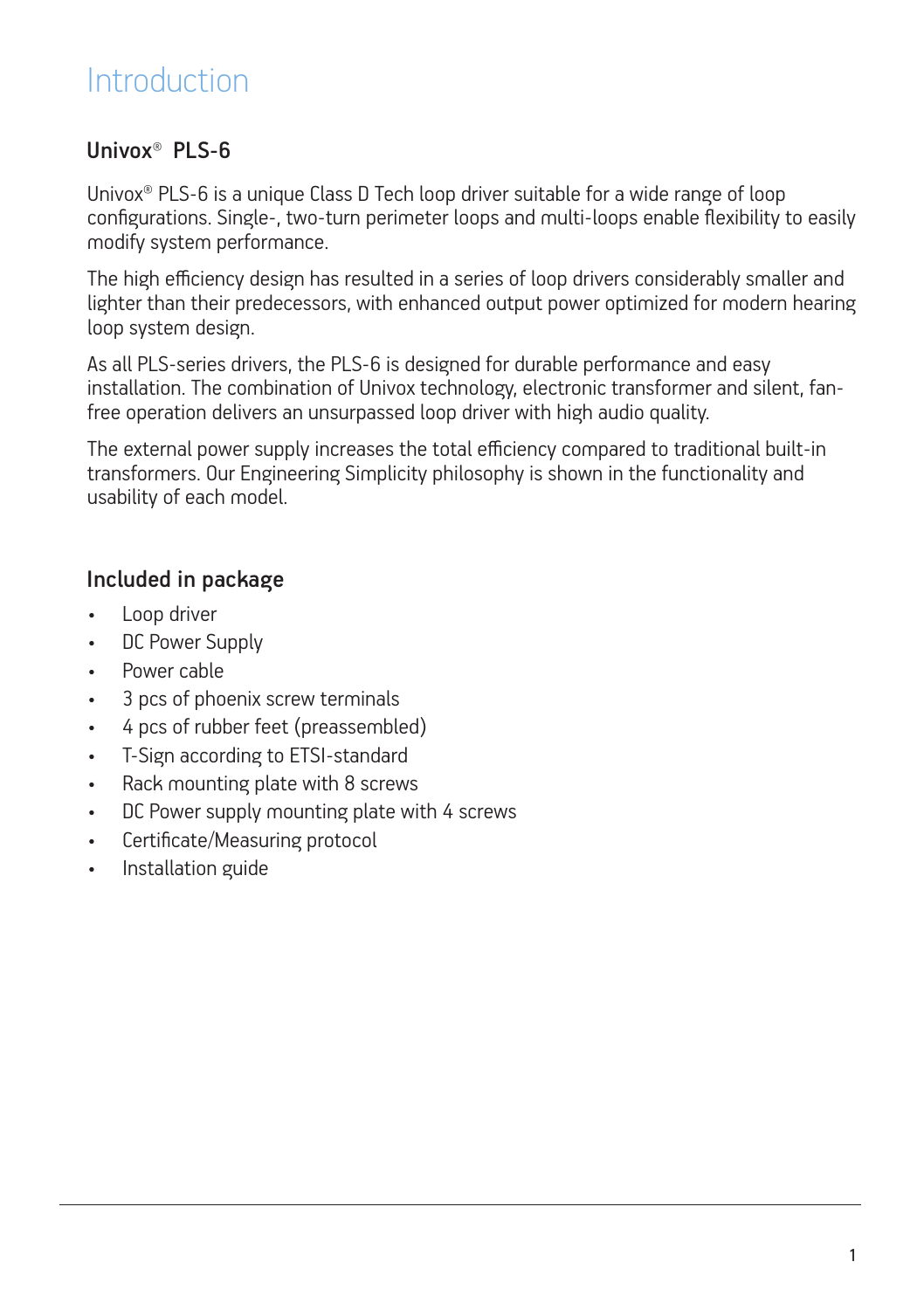# Introduction

## Univox® PLS-6

Univox® PLS-6 is a unique Class D Tech loop driver suitable for a wide range of loop configurations. Single-, two-turn perimeter loops and multi-loops enable flexibility to easily modify system performance.

The high efficiency design has resulted in a series of loop drivers considerably smaller and lighter than their predecessors, with enhanced output power optimized for modern hearing loop system design.

As all PLS-series drivers, the PLS-6 is designed for durable performance and easy installation. The combination of Univox technology, electronic transformer and silent, fan-free operation delivers an unsurpassed loop driver with high audio quality.

The external power supply increases the total efficiency compared to traditional built-in transformers. Our Engineering Simplicity philosophy is shown in the functionality and usability of each model.

## Included in package

- Loop driver
- DC Power Supply
- Power cable
- 3 pcs of phoenix screw terminals
- 4 pcs of rubber feet (preassembled)
- T-Sign according to ETSI-standard
- Rack mounting plate with 8 screws
- DC Power supply mounting plate with 4 screws
- Certificate/Measuring protocol
- Installation guide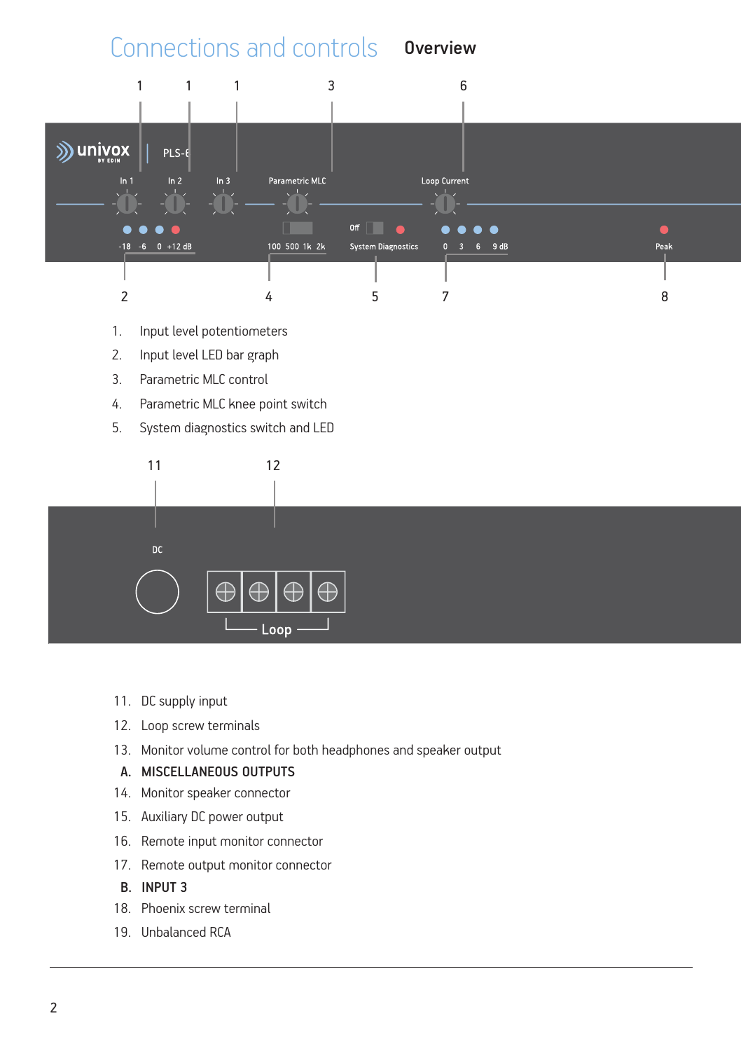# Connections and controls

## Overview

1. Input level potentiometers
2. Input level LED bar graph
3. Parametric MLC control
4. Parametric MLC knee point switch
5. System diagnostics switch and LED

11. DC supply input
12. Loop screw terminals
13. Monitor volume control for both headphones and speaker output

**A. MISCELLANEOUS OUTPUTS**

14. Monitor speaker connector
15. Auxiliary DC power output
16. Remote input monitor connector
17. Remote output monitor connector

**B. INPUT 3**

18. Phoenix screw terminal
19. Unbalanced RCA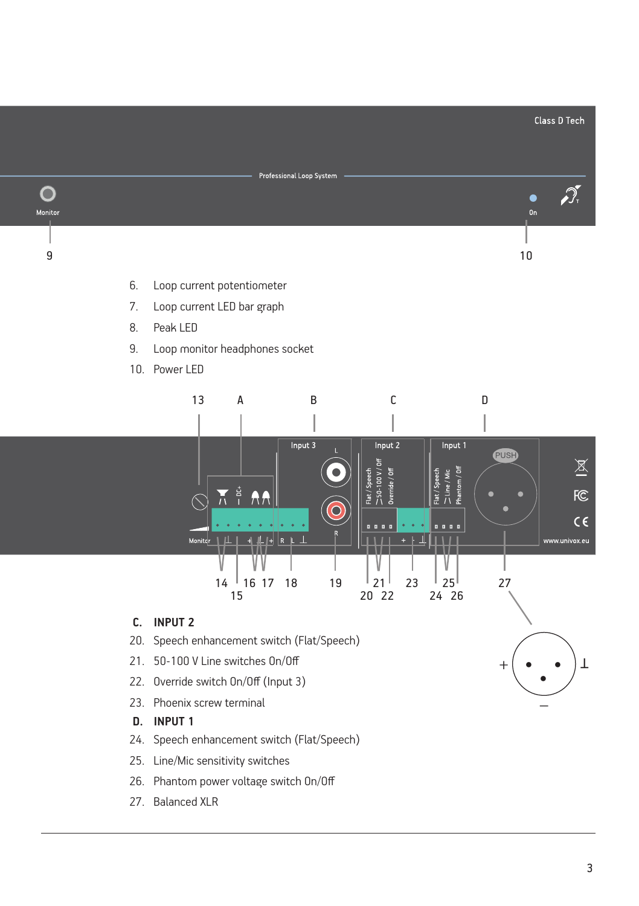6. Loop current potentiometer
7. Loop current LED bar graph
8. Peak LED
9. Loop monitor headphones socket
10. Power LED

**C. INPUT 2**

20. Speech enhancement switch (Flat/Speech)
21. 50-100 V Line switches On/Off
22. Override switch On/Off (Input 3)
23. Phoenix screw terminal

**D. INPUT 1**

24. Speech enhancement switch (Flat/Speech)
25. Line/Mic sensitivity switches
26. Phantom power voltage switch On/Off
27. Balanced XLR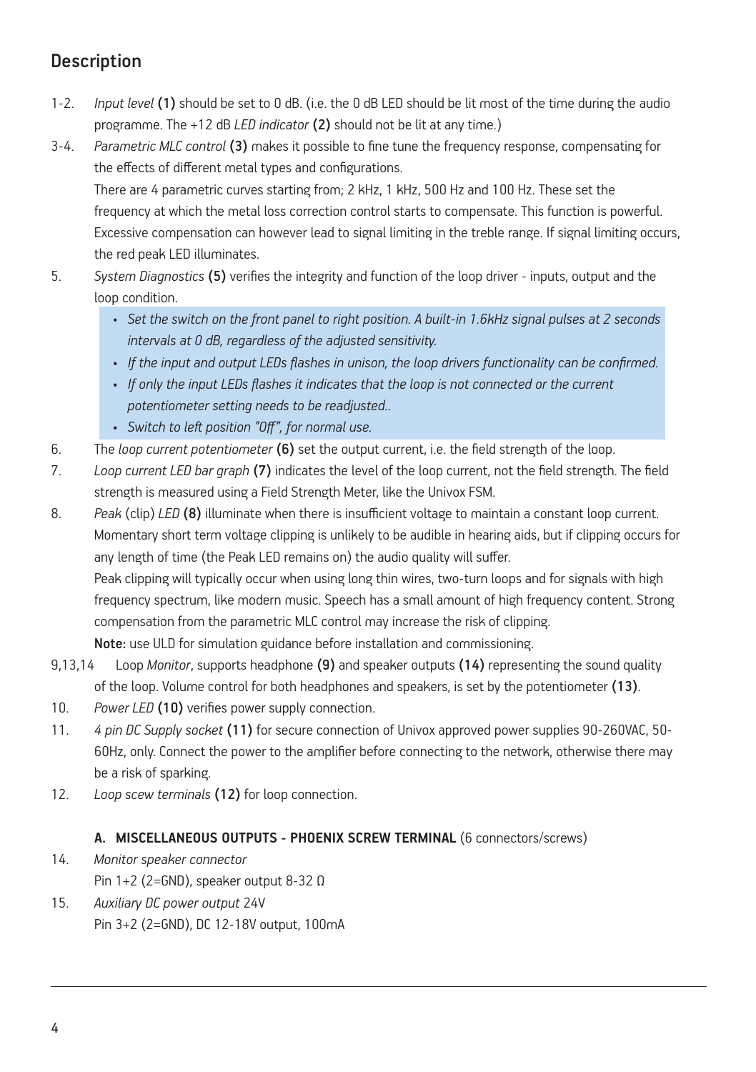## Description

1-2. *Input level* **(1)** should be set to 0 dB. (i.e. the 0 dB LED should be lit most of the time during the audio programme. The +12 dB *LED indicator* **(2)** should not be lit at any time.)

3-4. *Parametric MLC control* **(3)** makes it possible to fine tune the frequency response, compensating for the effects of different metal types and configurations.
There are 4 parametric curves starting from; 2 kHz, 1 kHz, 500 Hz and 100 Hz. These set the frequency at which the metal loss correction control starts to compensate. This function is powerful. Excessive compensation can however lead to signal limiting in the treble range. If signal limiting occurs, the red peak LED illuminates.

5. *System Diagnostics* **(5)** verifies the integrity and function of the loop driver - inputs, output and the loop condition.
   - *Set the switch on the front panel to right position. A built-in 1.6kHz signal pulses at 2 seconds intervals at 0 dB, regardless of the adjusted sensitivity.*
   - *If the input and output LEDs flashes in unison, the loop drivers functionality can be confirmed.*
   - *If only the input LEDs flashes it indicates that the loop is not connected or the current potentiometer setting needs to be readjusted..*
   - *Switch to left position "Off", for normal use.*

6. The *loop current potentiometer* **(6)** set the output current, i.e. the field strength of the loop.

7. *Loop current LED bar graph* **(7)** indicates the level of the loop current, not the field strength. The field strength is measured using a Field Strength Meter, like the Univox FSM.

8. *Peak* (clip) *LED* **(8)** illuminate when there is insufficient voltage to maintain a constant loop current. Momentary short term voltage clipping is unlikely to be audible in hearing aids, but if clipping occurs for any length of time (the Peak LED remains on) the audio quality will suffer.
Peak clipping will typically occur when using long thin wires, two-turn loops and for signals with high frequency spectrum, like modern music. Speech has a small amount of high frequency content. Strong compensation from the parametric MLC control may increase the risk of clipping.
**Note:** use ULD for simulation guidance before installation and commissioning.

9,13,14 Loop *Monitor*, supports headphone **(9)** and speaker outputs **(14)** representing the sound quality of the loop. Volume control for both headphones and speakers, is set by the potentiometer **(13)**.

10. *Power LED* **(10)** verifies power supply connection.

11. *4 pin DC Supply socket* **(11)** for secure connection of Univox approved power supplies 90-260VAC, 50-60Hz, only. Connect the power to the amplifier before connecting to the network, otherwise there may be a risk of sparking.

12. *Loop scew terminals* **(12)** for loop connection.

### A. MISCELLANEOUS OUTPUTS - PHOENIX SCREW TERMINAL (6 connectors/screws)

14. *Monitor speaker connector*
Pin 1+2 (2=GND), speaker output 8-32 Ω

15. *Auxiliary DC power output* 24V
Pin 3+2 (2=GND), DC 12-18V output, 100mA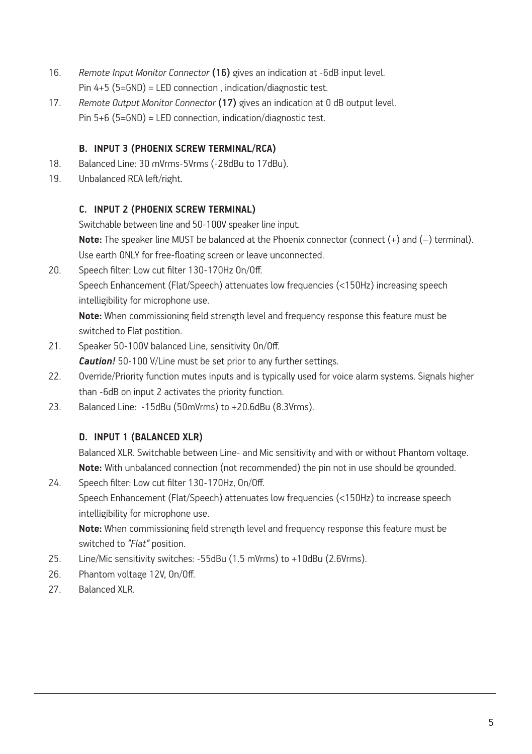16. *Remote Input Monitor Connector* **(16)** gives an indication at -6dB input level.
    Pin 4+5 (5=GND) = LED connection , indication/diagnostic test.
17. *Remote Output Monitor Connector* **(17)** gives an indication at 0 dB output level.
    Pin 5+6 (5=GND) = LED connection, indication/diagnostic test.

### B. INPUT 3 (PHOENIX SCREW TERMINAL/RCA)

18. Balanced Line: 30 mVrms-5Vrms (-28dBu to 17dBu).
19. Unbalanced RCA left/right.

### C. INPUT 2 (PHOENIX SCREW TERMINAL)

Switchable between line and 50-100V speaker line input.
**Note:** The speaker line MUST be balanced at the Phoenix connector (connect (+) and (–) terminal). Use earth ONLY for free-floating screen or leave unconnected.

20. Speech filter: Low cut filter 130-170Hz On/Off.
    Speech Enhancement (Flat/Speech) attenuates low frequencies (<150Hz) increasing speech intelligibility for microphone use.
    **Note:** When commissioning field strength level and frequency response this feature must be switched to Flat postition.
21. Speaker 50-100V balanced Line, sensitivity On/Off.
    ***Caution!*** 50-100 V/Line must be set prior to any further settings.
22. Override/Priority function mutes inputs and is typically used for voice alarm systems. Signals higher than -6dB on input 2 activates the priority function.
23. Balanced Line: -15dBu (50mVrms) to +20.6dBu (8.3Vrms).

### D. INPUT 1 (BALANCED XLR)

Balanced XLR. Switchable between Line- and Mic sensitivity and with or without Phantom voltage.
**Note:** With unbalanced connection (not recommended) the pin not in use should be grounded.

24. Speech filter: Low cut filter 130-170Hz, On/Off.
    Speech Enhancement (Flat/Speech) attenuates low frequencies (<150Hz) to increase speech intelligibility for microphone use.
    **Note:** When commissioning field strength level and frequency response this feature must be switched to *"Flat"* position.
25. Line/Mic sensitivity switches: -55dBu (1.5 mVrms) to +10dBu (2.6Vrms).
26. Phantom voltage 12V, On/Off.
27. Balanced XLR.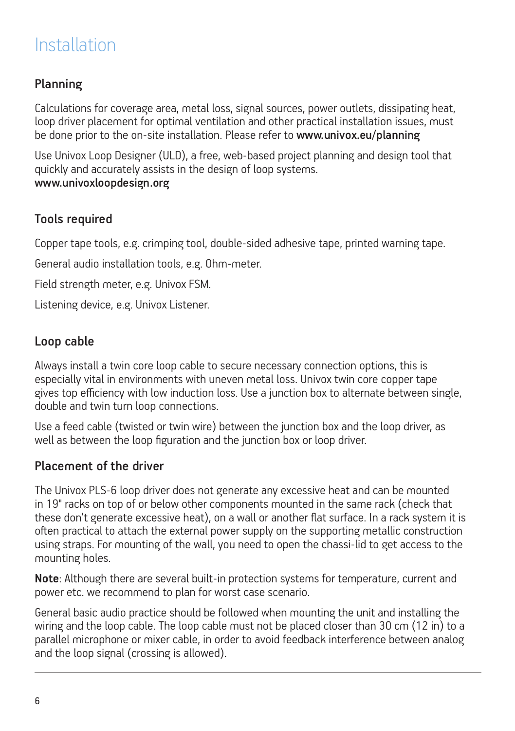# Installation

## Planning

Calculations for coverage area, metal loss, signal sources, power outlets, dissipating heat, loop driver placement for optimal ventilation and other practical installation issues, must be done prior to the on-site installation. Please refer to **www.univox.eu/planning**

Use Univox Loop Designer (ULD), a free, web-based project planning and design tool that quickly and accurately assists in the design of loop systems.
**www.univoxloopdesign.org**

## Tools required

Copper tape tools, e.g. crimping tool, double-sided adhesive tape, printed warning tape.

General audio installation tools, e.g. Ohm-meter.

Field strength meter, e.g. Univox FSM.

Listening device, e.g. Univox Listener.

## Loop cable

Always install a twin core loop cable to secure necessary connection options, this is especially vital in environments with uneven metal loss. Univox twin core copper tape gives top efficiency with low induction loss. Use a junction box to alternate between single, double and twin turn loop connections.

Use a feed cable (twisted or twin wire) between the junction box and the loop driver, as well as between the loop figuration and the junction box or loop driver.

## Placement of the driver

The Univox PLS-6 loop driver does not generate any excessive heat and can be mounted in 19" racks on top of or below other components mounted in the same rack (check that these don't generate excessive heat), on a wall or another flat surface. In a rack system it is often practical to attach the external power supply on the supporting metallic construction using straps. For mounting of the wall, you need to open the chassi-lid to get access to the mounting holes.

**Note**: Although there are several built-in protection systems for temperature, current and power etc. we recommend to plan for worst case scenario.

General basic audio practice should be followed when mounting the unit and installing the wiring and the loop cable. The loop cable must not be placed closer than 30 cm (12 in) to a parallel microphone or mixer cable, in order to avoid feedback interference between analog and the loop signal (crossing is allowed).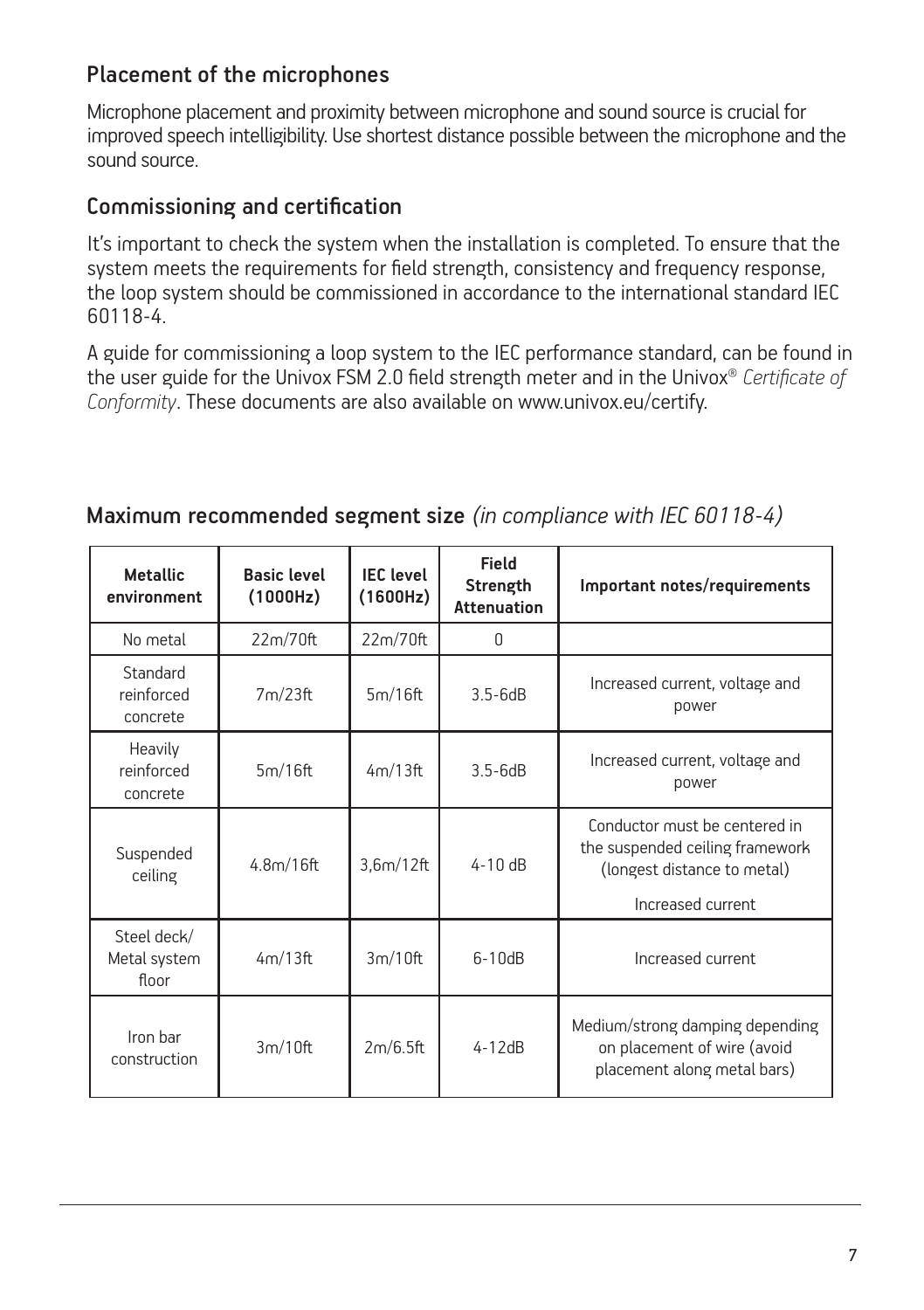## Placement of the microphones

Microphone placement and proximity between microphone and sound source is crucial for improved speech intelligibility. Use shortest distance possible between the microphone and the sound source.

## Commissioning and certification

It's important to check the system when the installation is completed. To ensure that the system meets the requirements for field strength, consistency and frequency response, the loop system should be commissioned in accordance to the international standard IEC 60118-4.

A guide for commissioning a loop system to the IEC performance standard, can be found in the user guide for the Univox FSM 2.0 field strength meter and in the Univox® *Certificate of Conformity*. These documents are also available on www.univox.eu/certify.

## Maximum recommended segment size *(in compliance with IEC 60118-4)*

| Metallic environment | Basic level (1000Hz) | IEC level (1600Hz) | Field Strength Attenuation | Important notes/requirements |
|---|---|---|---|---|
| No metal | 22m/70ft | 22m/70ft | 0 | |
| Standard reinforced concrete | 7m/23ft | 5m/16ft | 3.5-6dB | Increased current, voltage and power |
| Heavily reinforced concrete | 5m/16ft | 4m/13ft | 3.5-6dB | Increased current, voltage and power |
| Suspended ceiling | 4.8m/16ft | 3,6m/12ft | 4-10 dB | Conductor must be centered in the suspended ceiling framework (longest distance to metal) Increased current |
| Steel deck/ Metal system floor | 4m/13ft | 3m/10ft | 6-10dB | Increased current |
| Iron bar construction | 3m/10ft | 2m/6.5ft | 4-12dB | Medium/strong damping depending on placement of wire (avoid placement along metal bars) |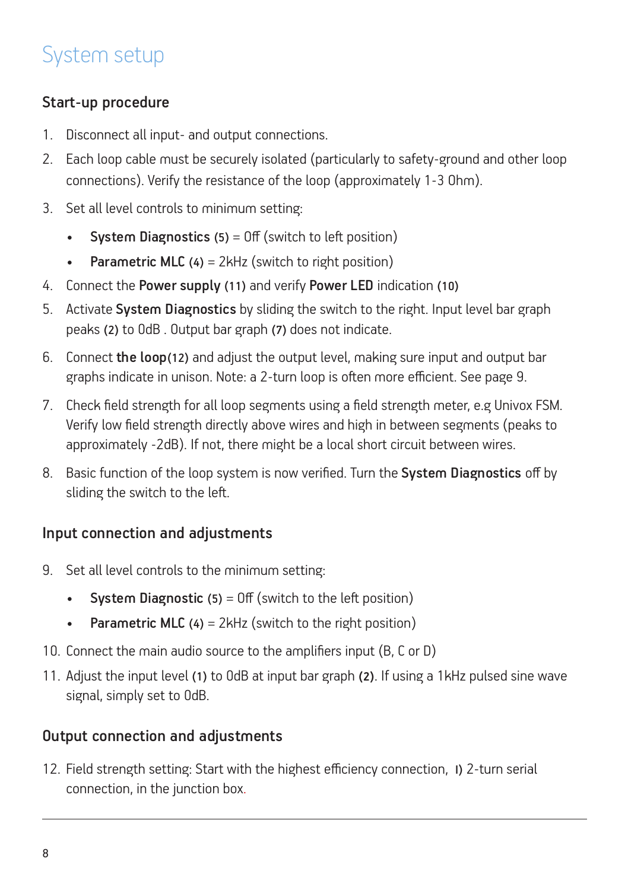# System setup

## Start-up procedure

1. Disconnect all input- and output connections.
2. Each loop cable must be securely isolated (particularly to safety-ground and other loop connections). Verify the resistance of the loop (approximately 1-3 Ohm).
3. Set all level controls to minimum setting:
   - **System Diagnostics** (5) = Off (switch to left position)
   - **Parametric MLC** (4) = 2kHz (switch to right position)
4. Connect the **Power supply** (11) and verify **Power LED** indication (10)
5. Activate **System Diagnostics** by sliding the switch to the right. Input level bar graph peaks (2) to 0dB . Output bar graph (7) does not indicate.
6. Connect **the loop**(12) and adjust the output level, making sure input and output bar graphs indicate in unison. Note: a 2-turn loop is often more efficient. See page 9.
7. Check field strength for all loop segments using a field strength meter, e.g Univox FSM. Verify low field strength directly above wires and high in between segments (peaks to approximately -2dB). If not, there might be a local short circuit between wires.
8. Basic function of the loop system is now verified. Turn the **System Diagnostics** off by sliding the switch to the left.

## Input connection and adjustments

9. Set all level controls to the minimum setting:
   - **System Diagnostic** (5) = Off (switch to the left position)
   - **Parametric MLC** (4) = 2kHz (switch to the right position)
10. Connect the main audio source to the amplifiers input (B, C or D)
11. Adjust the input level (1) to 0dB at input bar graph (2). If using a 1kHz pulsed sine wave signal, simply set to 0dB.

## Output connection and adjustments

12. Field strength setting: Start with the highest efficiency connection, I) 2-turn serial connection, in the junction box.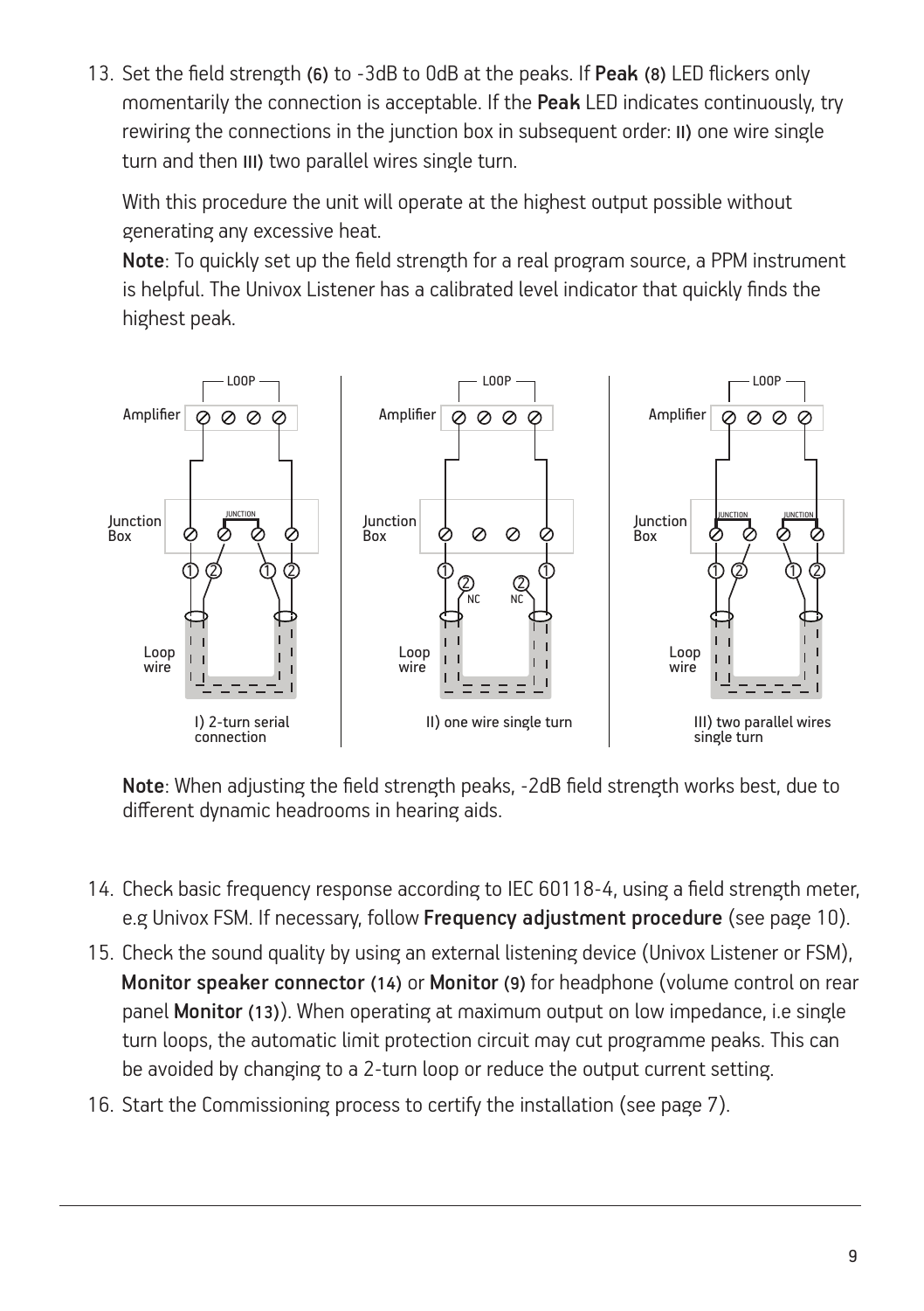13. Set the field strength (6) to -3dB to 0dB at the peaks. If **Peak** (8) LED flickers only momentarily the connection is acceptable. If the **Peak** LED indicates continuously, try rewiring the connections in the junction box in subsequent order: II) one wire single turn and then III) two parallel wires single turn.

    With this procedure the unit will operate at the highest output possible without generating any excessive heat.

    **Note**: To quickly set up the field strength for a real program source, a PPM instrument is helpful. The Univox Listener has a calibrated level indicator that quickly finds the highest peak.

    I) 2-turn serial connection

    II) one wire single turn

    III) two parallel wires single turn

    **Note**: When adjusting the field strength peaks, -2dB field strength works best, due to different dynamic headrooms in hearing aids.

14. Check basic frequency response according to IEC 60118-4, using a field strength meter, e.g Univox FSM. If necessary, follow **Frequency adjustment procedure** (see page 10).
15. Check the sound quality by using an external listening device (Univox Listener or FSM), **Monitor speaker connector** (14) or **Monitor** (9) for headphone (volume control on rear panel **Monitor** (13)). When operating at maximum output on low impedance, i.e single turn loops, the automatic limit protection circuit may cut programme peaks. This can be avoided by changing to a 2-turn loop or reduce the output current setting.
16. Start the Commissioning process to certify the installation (see page 7).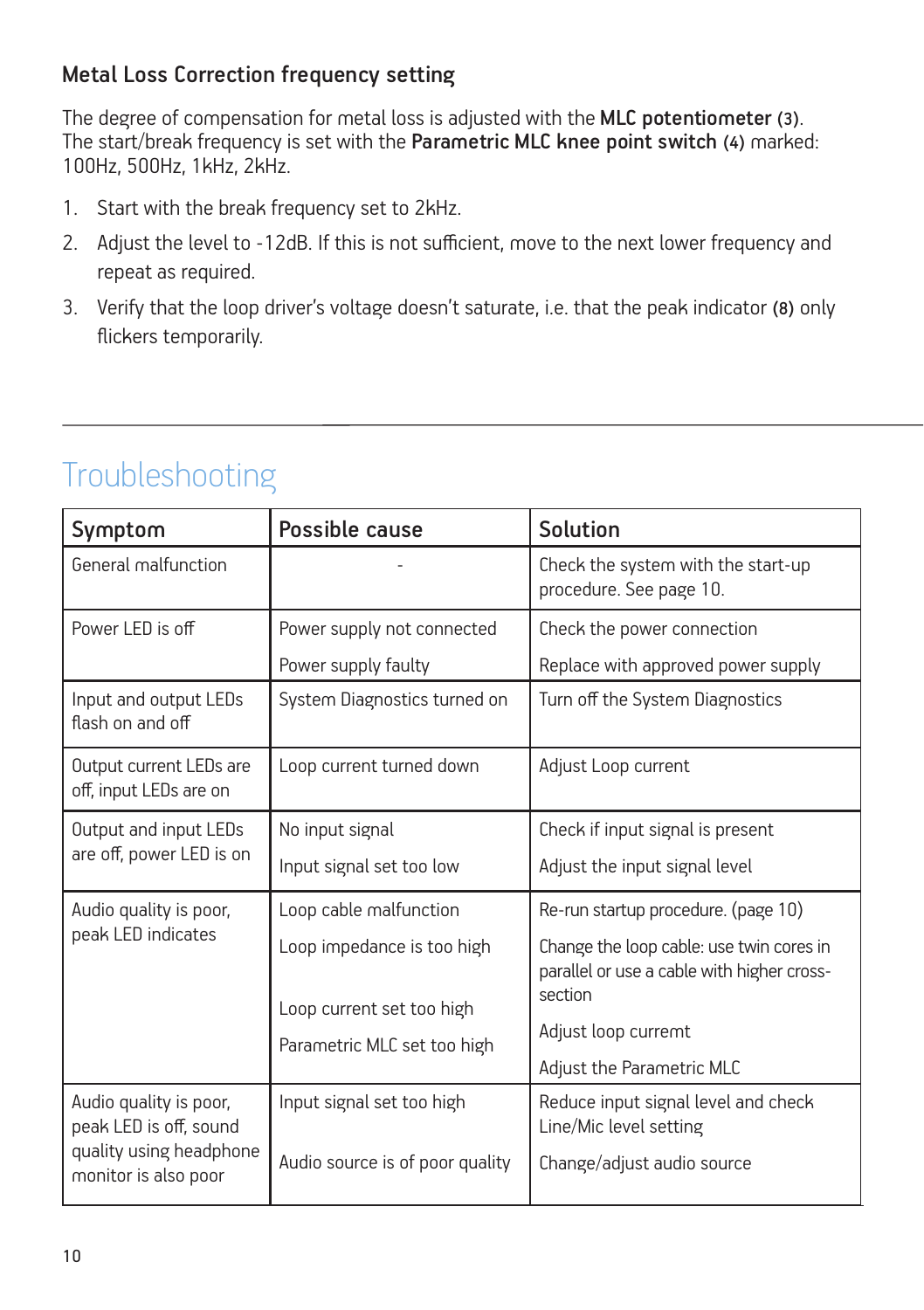### Metal Loss Correction frequency setting

The degree of compensation for metal loss is adjusted with the **MLC potentiometer (3)**. The start/break frequency is set with the **Parametric MLC knee point switch (4)** marked: 100Hz, 500Hz, 1kHz, 2kHz.

1. Start with the break frequency set to 2kHz.
2. Adjust the level to -12dB. If this is not sufficient, move to the next lower frequency and repeat as required.
3. Verify that the loop driver's voltage doesn't saturate, i.e. that the peak indicator **(8)** only flickers temporarily.

## Troubleshooting

| Symptom | Possible cause | Solution |
|---|---|---|
| General malfunction | - | Check the system with the start-up procedure. See page 10. |
| Power LED is off | Power supply not connected<br>Power supply faulty | Check the power connection<br>Replace with approved power supply |
| Input and output LEDs flash on and off | System Diagnostics turned on | Turn off the System Diagnostics |
| Output current LEDs are off, input LEDs are on | Loop current turned down | Adjust Loop current |
| Output and input LEDs are off, power LED is on | No input signal<br>Input signal set too low | Check if input signal is present<br>Adjust the input signal level |
| Audio quality is poor, peak LED indicates | Loop cable malfunction<br>Loop impedance is too high<br>Loop current set too high<br>Parametric MLC set too high | Re-run startup procedure. (page 10)<br>Change the loop cable: use twin cores in parallel or use a cable with higher cross-section<br>Adjust loop curremt<br>Adjust the Parametric MLC |
| Audio quality is poor, peak LED is off, sound quality using headphone monitor is also poor | Input signal set too high<br>Audio source is of poor quality | Reduce input signal level and check Line/Mic level setting<br>Change/adjust audio source |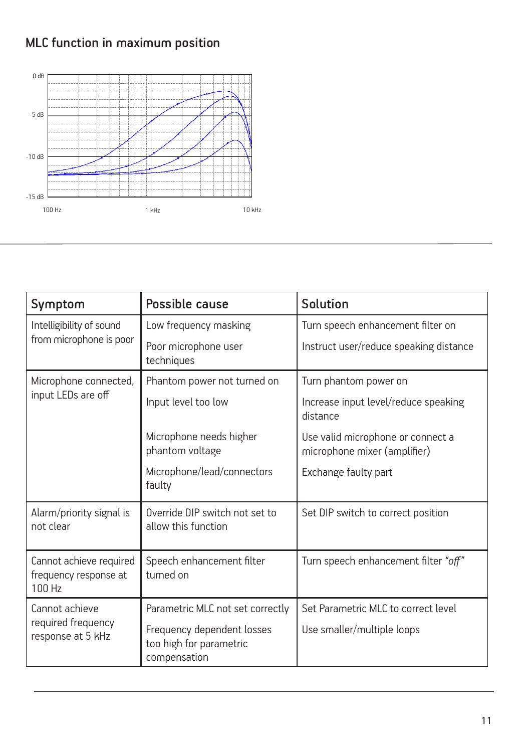## MLC function in maximum position

0 dB

-5 dB

-10 dB

-15 dB

100 Hz

1 kHz

10 kHz

| Symptom | Possible cause | Solution |
|---|---|---|
| Intelligibility of sound from microphone is poor | Low frequency masking | Turn speech enhancement filter on |
| | Poor microphone user techniques | Instruct user/reduce speaking distance |
| Microphone connected, input LEDs are off | Phantom power not turned on | Turn phantom power on |
| | Input level too low | Increase input level/reduce speaking distance |
| | Microphone needs higher phantom voltage | Use valid microphone or connect a microphone mixer (amplifier) |
| | Microphone/lead/connectors faulty | Exchange faulty part |
| Alarm/priority signal is not clear | Override DIP switch not set to allow this function | Set DIP switch to correct position |
| Cannot achieve required frequency response at 100 Hz | Speech enhancement filter turned on | Turn speech enhancement filter *"off"* |
| Cannot achieve required frequency response at 5 kHz | Parametric MLC not set correctly | Set Parametric MLC to correct level |
| | Frequency dependent losses too high for parametric compensation | Use smaller/multiple loops |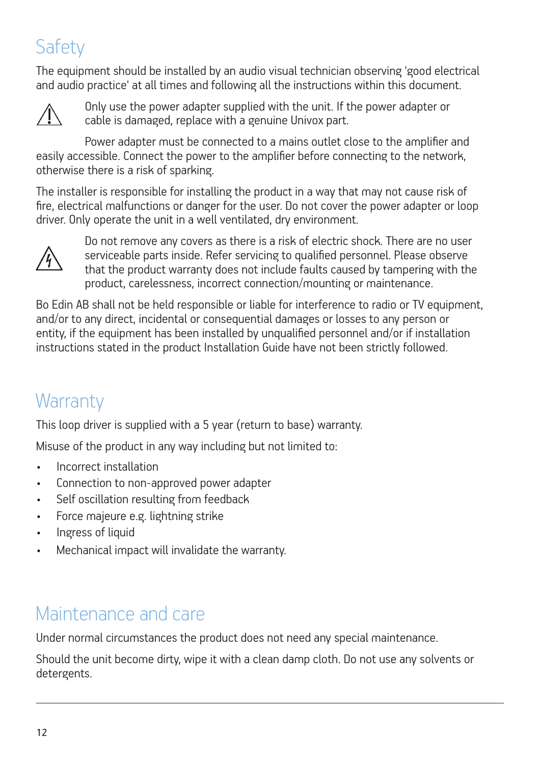# Safety

The equipment should be installed by an audio visual technician observing 'good electrical and audio practice' at all times and following all the instructions within this document.

Only use the power adapter supplied with the unit. If the power adapter or cable is damaged, replace with a genuine Univox part.

Power adapter must be connected to a mains outlet close to the amplifier and easily accessible. Connect the power to the amplifier before connecting to the network, otherwise there is a risk of sparking.

The installer is responsible for installing the product in a way that may not cause risk of fire, electrical malfunctions or danger for the user. Do not cover the power adapter or loop driver. Only operate the unit in a well ventilated, dry environment.

Do not remove any covers as there is a risk of electric shock. There are no user serviceable parts inside. Refer servicing to qualified personnel. Please observe that the product warranty does not include faults caused by tampering with the product, carelessness, incorrect connection/mounting or maintenance.

Bo Edin AB shall not be held responsible or liable for interference to radio or TV equipment, and/or to any direct, incidental or consequential damages or losses to any person or entity, if the equipment has been installed by unqualified personnel and/or if installation instructions stated in the product Installation Guide have not been strictly followed.

# Warranty

This loop driver is supplied with a 5 year (return to base) warranty.

Misuse of the product in any way including but not limited to:

- Incorrect installation
- Connection to non-approved power adapter
- Self oscillation resulting from feedback
- Force majeure e.g. lightning strike
- Ingress of liquid
- Mechanical impact will invalidate the warranty.

# Maintenance and care

Under normal circumstances the product does not need any special maintenance.

Should the unit become dirty, wipe it with a clean damp cloth. Do not use any solvents or detergents.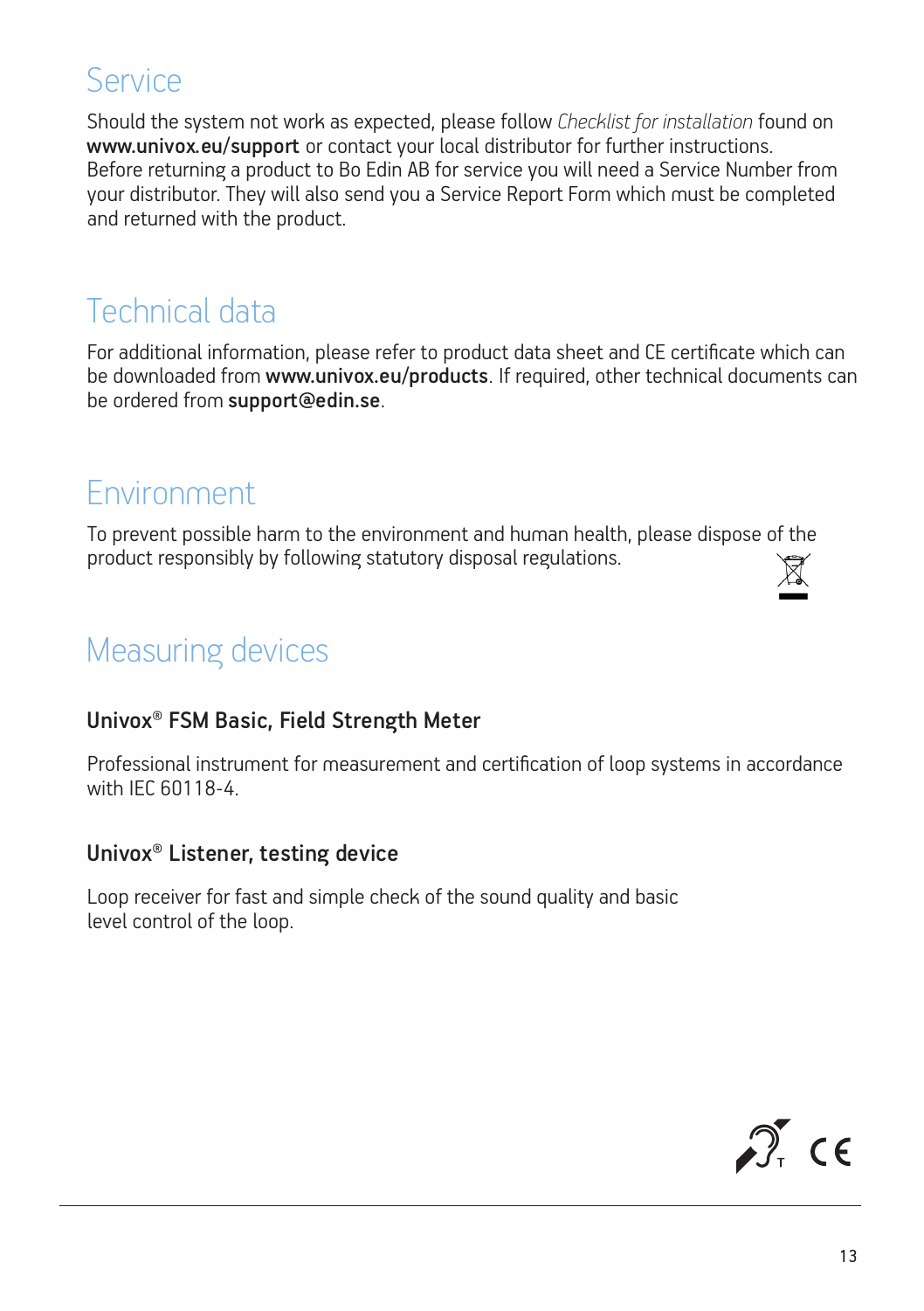# Service

Should the system not work as expected, please follow *Checklist for installation* found on **www.univox.eu/support** or contact your local distributor for further instructions. Before returning a product to Bo Edin AB for service you will need a Service Number from your distributor. They will also send you a Service Report Form which must be completed and returned with the product.

# Technical data

For additional information, please refer to product data sheet and CE certificate which can be downloaded from **www.univox.eu/products**. If required, other technical documents can be ordered from **support@edin.se**.

# Environment

To prevent possible harm to the environment and human health, please dispose of the product responsibly by following statutory disposal regulations.

# Measuring devices

### Univox® FSM Basic, Field Strength Meter

Professional instrument for measurement and certification of loop systems in accordance with IEC 60118-4.

### Univox® Listener, testing device

Loop receiver for fast and simple check of the sound quality and basic level control of the loop.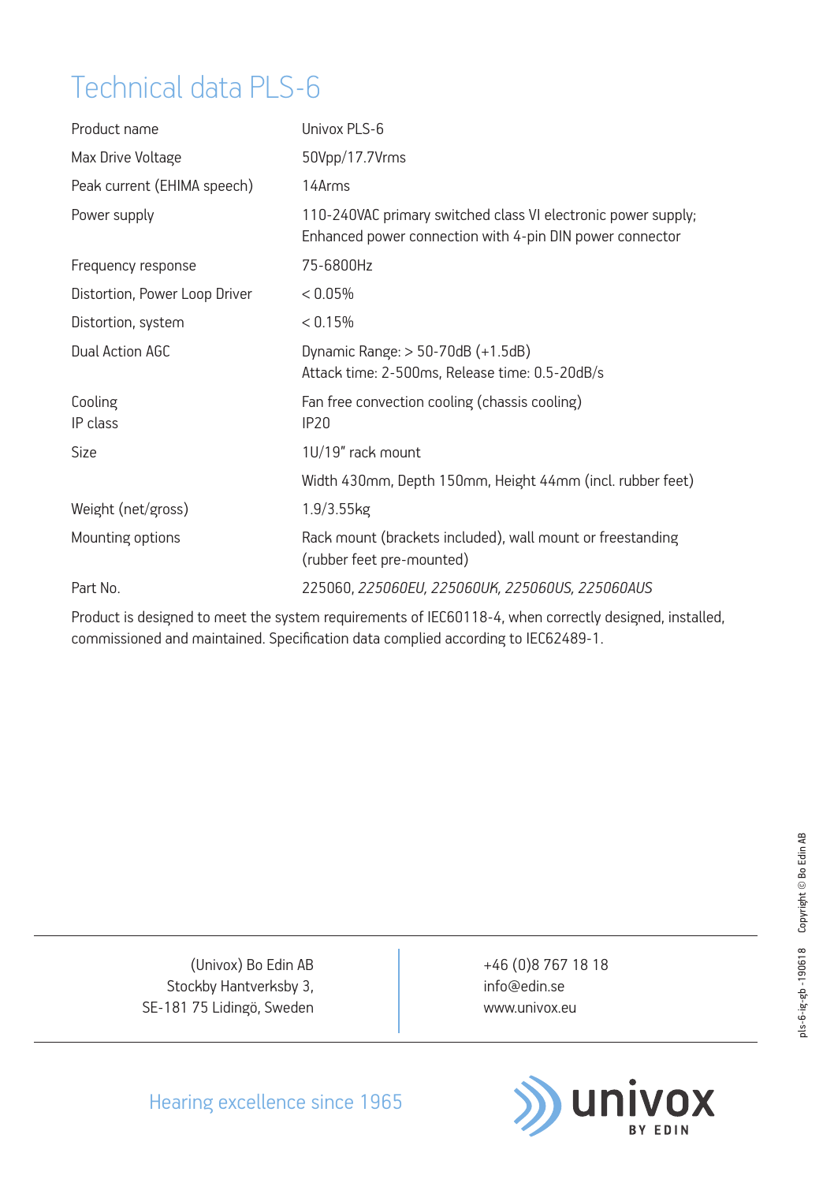# Technical data PLS-6

| | |
|---|---|
| Product name | Univox PLS-6 |
| Max Drive Voltage | 50Vpp/17.7Vrms |
| Peak current (EHIMA speech) | 14Arms |
| Power supply | 110-240VAC primary switched class VI electronic power supply; Enhanced power connection with 4-pin DIN power connector |
| Frequency response | 75-6800Hz |
| Distortion, Power Loop Driver | < 0.05% |
| Distortion, system | < 0.15% |
| Dual Action AGC | Dynamic Range: > 50-70dB (+1.5dB) Attack time: 2-500ms, Release time: 0.5-20dB/s |
| Cooling | Fan free convection cooling (chassis cooling) |
| IP class | IP20 |
| Size | 1U/19" rack mount |
| | Width 430mm, Depth 150mm, Height 44mm (incl. rubber feet) |
| Weight (net/gross) | 1.9/3.55kg |
| Mounting options | Rack mount (brackets included), wall mount or freestanding (rubber feet pre-mounted) |
| Part No. | 225060, *225060EU, 225060UK, 225060US, 225060AUS* |

Product is designed to meet the system requirements of IEC60118-4, when correctly designed, installed, commissioned and maintained. Specification data complied according to IEC62489-1.

(Univox) Bo Edin AB
Stockby Hantverksby 3,
SE-181 75 Lidingö, Sweden

+46 (0)8 767 18 18
info@edin.se
www.univox.eu

pls-6-ig-gb -190618 Copyright © Bo Edin AB

Hearing excellence since 1965

univox BY EDIN